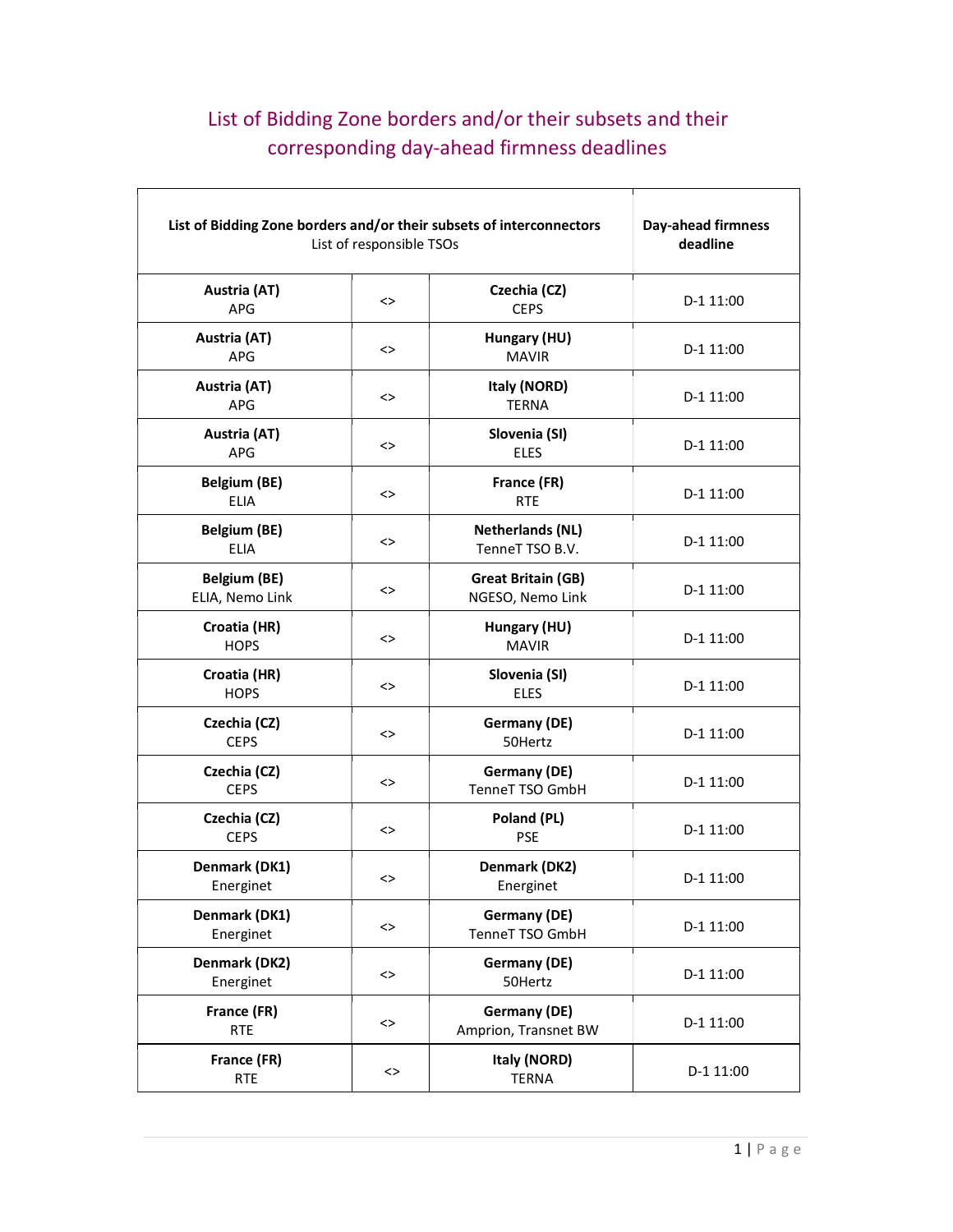# List of Bidding Zone borders and/or their subsets and their corresponding day-ahead firmness deadlines

| **List of Bidding Zone borders and/or their subsets of interconnectors**<br>List of responsible TSOs | | | **Day-ahead firmness deadline** |
|---|---|---|---|
| **Austria (AT)**<br>APG | <> | **Czechia (CZ)**<br>CEPS | D-1 11:00 |
| **Austria (AT)**<br>APG | <> | **Hungary (HU)**<br>MAVIR | D-1 11:00 |
| **Austria (AT)**<br>APG | <> | **Italy (NORD)**<br>TERNA | D-1 11:00 |
| **Austria (AT)**<br>APG | <> | **Slovenia (SI)**<br>ELES | D-1 11:00 |
| **Belgium (BE)**<br>ELIA | <> | **France (FR)**<br>RTE | D-1 11:00 |
| **Belgium (BE)**<br>ELIA | <> | **Netherlands (NL)**<br>TenneT TSO B.V. | D-1 11:00 |
| **Belgium (BE)**<br>ELIA, Nemo Link | <> | **Great Britain (GB)**<br>NGESO, Nemo Link | D-1 11:00 |
| **Croatia (HR)**<br>HOPS | <> | **Hungary (HU)**<br>MAVIR | D-1 11:00 |
| **Croatia (HR)**<br>HOPS | <> | **Slovenia (SI)**<br>ELES | D-1 11:00 |
| **Czechia (CZ)**<br>CEPS | <> | **Germany (DE)**<br>50Hertz | D-1 11:00 |
| **Czechia (CZ)**<br>CEPS | <> | **Germany (DE)**<br>TenneT TSO GmbH | D-1 11:00 |
| **Czechia (CZ)**<br>CEPS | <> | **Poland (PL)**<br>PSE | D-1 11:00 |
| **Denmark (DK1)**<br>Energinet | <> | **Denmark (DK2)**<br>Energinet | D-1 11:00 |
| **Denmark (DK1)**<br>Energinet | <> | **Germany (DE)**<br>TenneT TSO GmbH | D-1 11:00 |
| **Denmark (DK2)**<br>Energinet | <> | **Germany (DE)**<br>50Hertz | D-1 11:00 |
| **France (FR)**<br>RTE | <> | **Germany (DE)**<br>Amprion, Transnet BW | D-1 11:00 |
| **France (FR)**<br>RTE | <> | **Italy (NORD)**<br>TERNA | D-1 11:00 |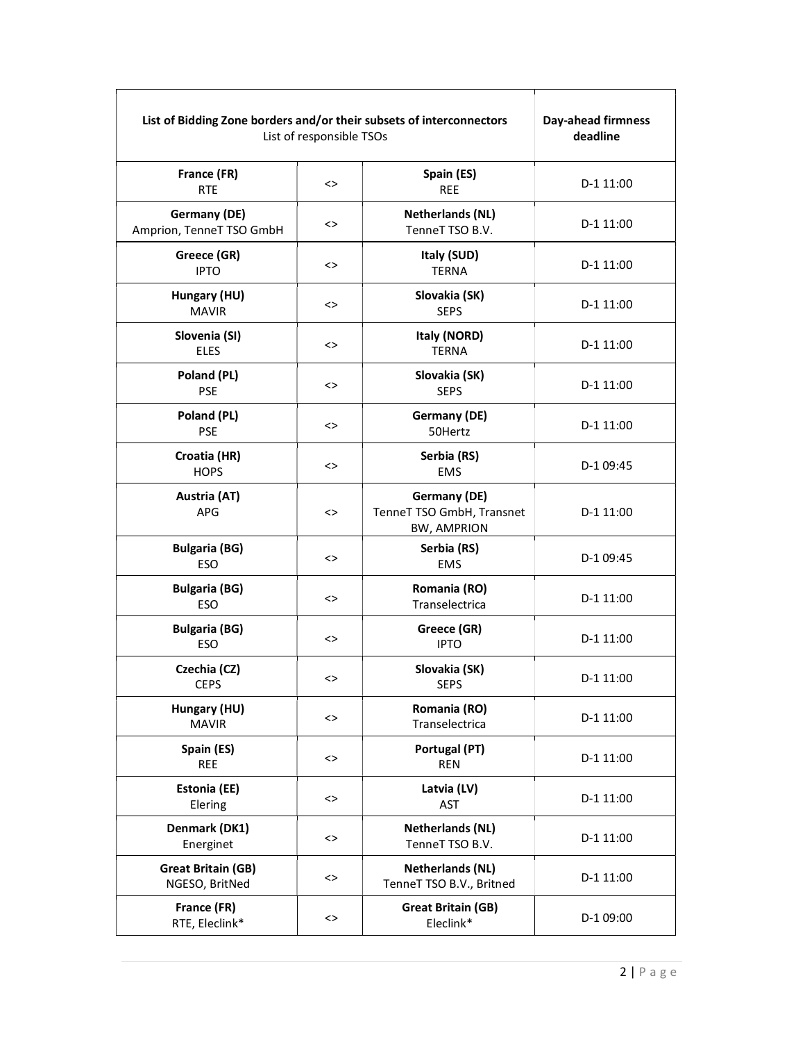| **List of Bidding Zone borders and/or their subsets of interconnectors**<br>List of responsible TSOs | | | **Day-ahead firmness deadline** |
|---|---|---|---|
| **France (FR)**<br>RTE | <> | **Spain (ES)**<br>REE | D-1 11:00 |
| **Germany (DE)**<br>Amprion, TenneT TSO GmbH | <> | **Netherlands (NL)**<br>TenneT TSO B.V. | D-1 11:00 |
| **Greece (GR)**<br>IPTO | <> | **Italy (SUD)**<br>TERNA | D-1 11:00 |
| **Hungary (HU)**<br>MAVIR | <> | **Slovakia (SK)**<br>SEPS | D-1 11:00 |
| **Slovenia (SI)**<br>ELES | <> | **Italy (NORD)**<br>TERNA | D-1 11:00 |
| **Poland (PL)**<br>PSE | <> | **Slovakia (SK)**<br>SEPS | D-1 11:00 |
| **Poland (PL)**<br>PSE | <> | **Germany (DE)**<br>50Hertz | D-1 11:00 |
| **Croatia (HR)**<br>HOPS | <> | **Serbia (RS)**<br>EMS | D-1 09:45 |
| **Austria (AT)**<br>APG | <> | **Germany (DE)**<br>TenneT TSO GmbH, Transnet BW, AMPRION | D-1 11:00 |
| **Bulgaria (BG)**<br>ESO | <> | **Serbia (RS)**<br>EMS | D-1 09:45 |
| **Bulgaria (BG)**<br>ESO | <> | **Romania (RO)**<br>Transelectrica | D-1 11:00 |
| **Bulgaria (BG)**<br>ESO | <> | **Greece (GR)**<br>IPTO | D-1 11:00 |
| **Czechia (CZ)**<br>CEPS | <> | **Slovakia (SK)**<br>SEPS | D-1 11:00 |
| **Hungary (HU)**<br>MAVIR | <> | **Romania (RO)**<br>Transelectrica | D-1 11:00 |
| **Spain (ES)**<br>REE | <> | **Portugal (PT)**<br>REN | D-1 11:00 |
| **Estonia (EE)**<br>Elering | <> | **Latvia (LV)**<br>AST | D-1 11:00 |
| **Denmark (DK1)**<br>Energinet | <> | **Netherlands (NL)**<br>TenneT TSO B.V. | D-1 11:00 |
| **Great Britain (GB)**<br>NGESO, BritNed | <> | **Netherlands (NL)**<br>TenneT TSO B.V., Britned | D-1 11:00 |
| **France (FR)**<br>RTE, Eleclink* | <> | **Great Britain (GB)**<br>Eleclink* | D-1 09:00 |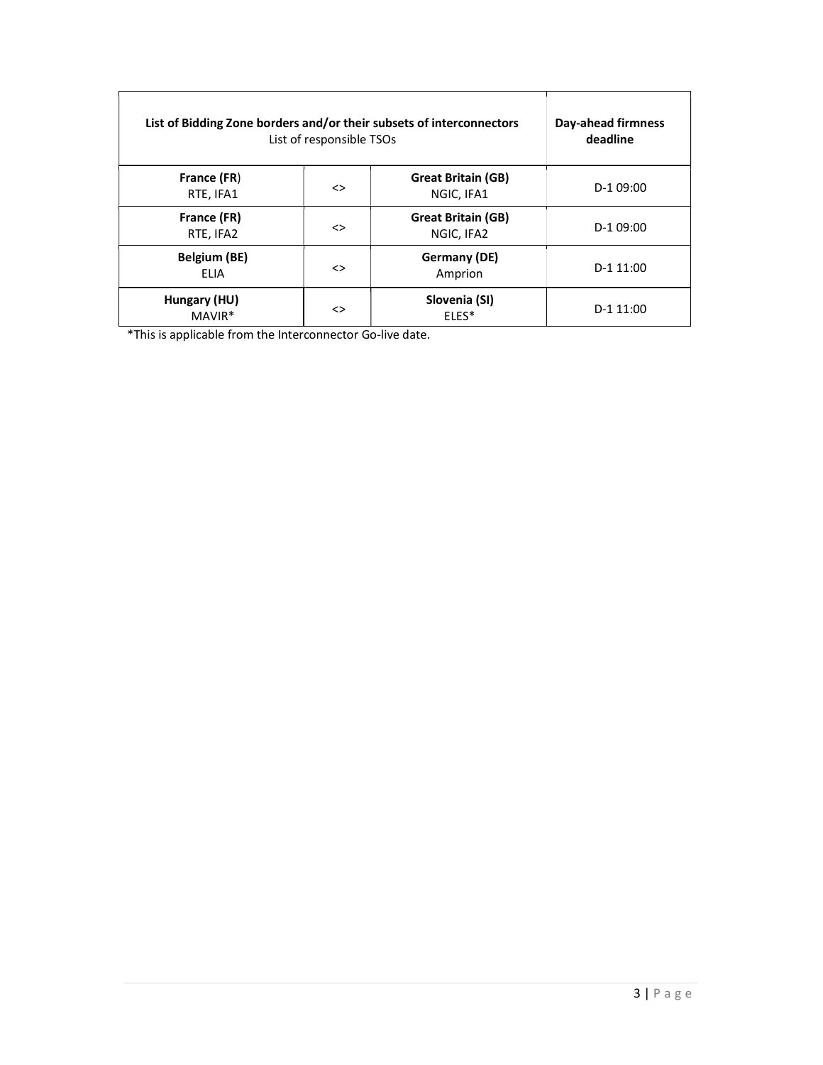| List of Bidding Zone borders and/or their subsets of interconnectors<br>List of responsible TSOs | | | Day-ahead firmness deadline |
|---|---|---|---|
| **France (FR)**<br>RTE, IFA1 | <> | **Great Britain (GB)**<br>NGIC, IFA1 | D-1 09:00 |
| **France (FR)**<br>RTE, IFA2 | <> | **Great Britain (GB)**<br>NGIC, IFA2 | D-1 09:00 |
| **Belgium (BE)**<br>ELIA | <> | **Germany (DE)**<br>Amprion | D-1 11:00 |
| **Hungary (HU)**<br>MAVIR* | <> | **Slovenia (SI)**<br>ELES* | D-1 11:00 |

*This is applicable from the Interconnector Go-live date.